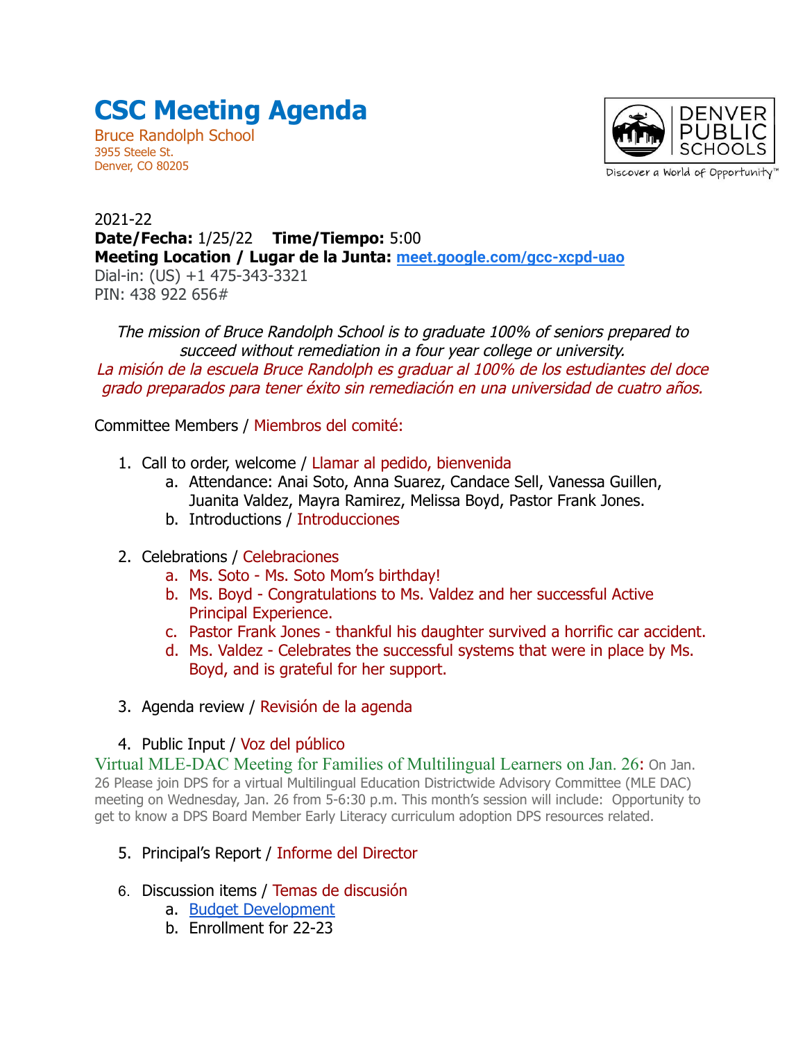# CSC Meeting Agenda

Bruce Randolph School
3955 Steele St.
Denver, CO 80205

DENVER PUBLIC SCHOOLS
Discover a World of Opportunity™

2021-22
**Date/Fecha:** 1/25/22 **Time/Tiempo:** 5:00
**Meeting Location / Lugar de la Junta:** [meet.google.com/gcc-xcpd-uao](meet.google.com/gcc-xcpd-uao)
Dial-in: (US) +1 475-343-3321
PIN: 438 922 656#

*The mission of Bruce Randolph School is to graduate 100% of seniors prepared to succeed without remediation in a four year college or university.*
*La misión de la escuela Bruce Randolph es graduar al 100% de los estudiantes del doce grado preparados para tener éxito sin remediación en una universidad de cuatro años.*

Committee Members / Miembros del comité:

1. Call to order, welcome / Llamar al pedido, bienvenida
   a. Attendance: Anai Soto, Anna Suarez, Candace Sell, Vanessa Guillen, Juanita Valdez, Mayra Ramirez, Melissa Boyd, Pastor Frank Jones.
   b. Introductions / Introducciones

2. Celebrations / Celebraciones
   a. Ms. Soto - Ms. Soto Mom's birthday!
   b. Ms. Boyd - Congratulations to Ms. Valdez and her successful Active Principal Experience.
   c. Pastor Frank Jones - thankful his daughter survived a horrific car accident.
   d. Ms. Valdez - Celebrates the successful systems that were in place by Ms. Boyd, and is grateful for her support.

3. Agenda review / Revisión de la agenda

4. Public Input / Voz del público

Virtual MLE-DAC Meeting for Families of Multilingual Learners on Jan. 26: On Jan. 26 Please join DPS for a virtual Multilingual Education Districtwide Advisory Committee (MLE DAC) meeting on Wednesday, Jan. 26 from 5-6:30 p.m. This month's session will include: Opportunity to get to know a DPS Board Member Early Literacy curriculum adoption DPS resources related.

5. Principal's Report / Informe del Director

6. Discussion items / Temas de discusión
   a. Budget Development
   b. Enrollment for 22-23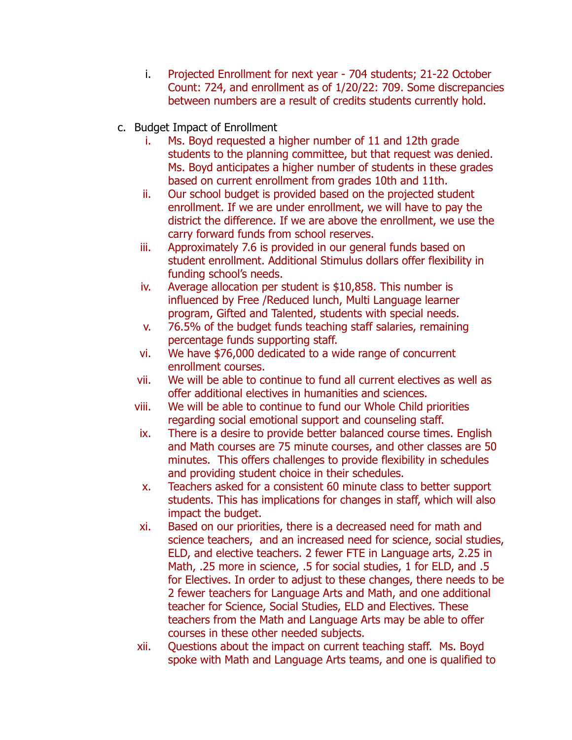i. Projected Enrollment for next year - 704 students; 21-22 October Count: 724, and enrollment as of 1/20/22: 709. Some discrepancies between numbers are a result of credits students currently hold.

c. Budget Impact of Enrollment

   i. Ms. Boyd requested a higher number of 11 and 12th grade students to the planning committee, but that request was denied. Ms. Boyd anticipates a higher number of students in these grades based on current enrollment from grades 10th and 11th.

   ii. Our school budget is provided based on the projected student enrollment. If we are under enrollment, we will have to pay the district the difference. If we are above the enrollment, we use the carry forward funds from school reserves.

   iii. Approximately 7.6 is provided in our general funds based on student enrollment. Additional Stimulus dollars offer flexibility in funding school's needs.

   iv. Average allocation per student is $10,858. This number is influenced by Free /Reduced lunch, Multi Language learner program, Gifted and Talented, students with special needs.

   v. 76.5% of the budget funds teaching staff salaries, remaining percentage funds supporting staff.

   vi. We have $76,000 dedicated to a wide range of concurrent enrollment courses.

   vii. We will be able to continue to fund all current electives as well as offer additional electives in humanities and sciences.

   viii. We will be able to continue to fund our Whole Child priorities regarding social emotional support and counseling staff.

   ix. There is a desire to provide better balanced course times. English and Math courses are 75 minute courses, and other classes are 50 minutes. This offers challenges to provide flexibility in schedules and providing student choice in their schedules.

   x. Teachers asked for a consistent 60 minute class to better support students. This has implications for changes in staff, which will also impact the budget.

   xi. Based on our priorities, there is a decreased need for math and science teachers, and an increased need for science, social studies, ELD, and elective teachers. 2 fewer FTE in Language arts, 2.25 in Math, .25 more in science, .5 for social studies, 1 for ELD, and .5 for Electives. In order to adjust to these changes, there needs to be 2 fewer teachers for Language Arts and Math, and one additional teacher for Science, Social Studies, ELD and Electives. These teachers from the Math and Language Arts may be able to offer courses in these other needed subjects.

   xii. Questions about the impact on current teaching staff. Ms. Boyd spoke with Math and Language Arts teams, and one is qualified to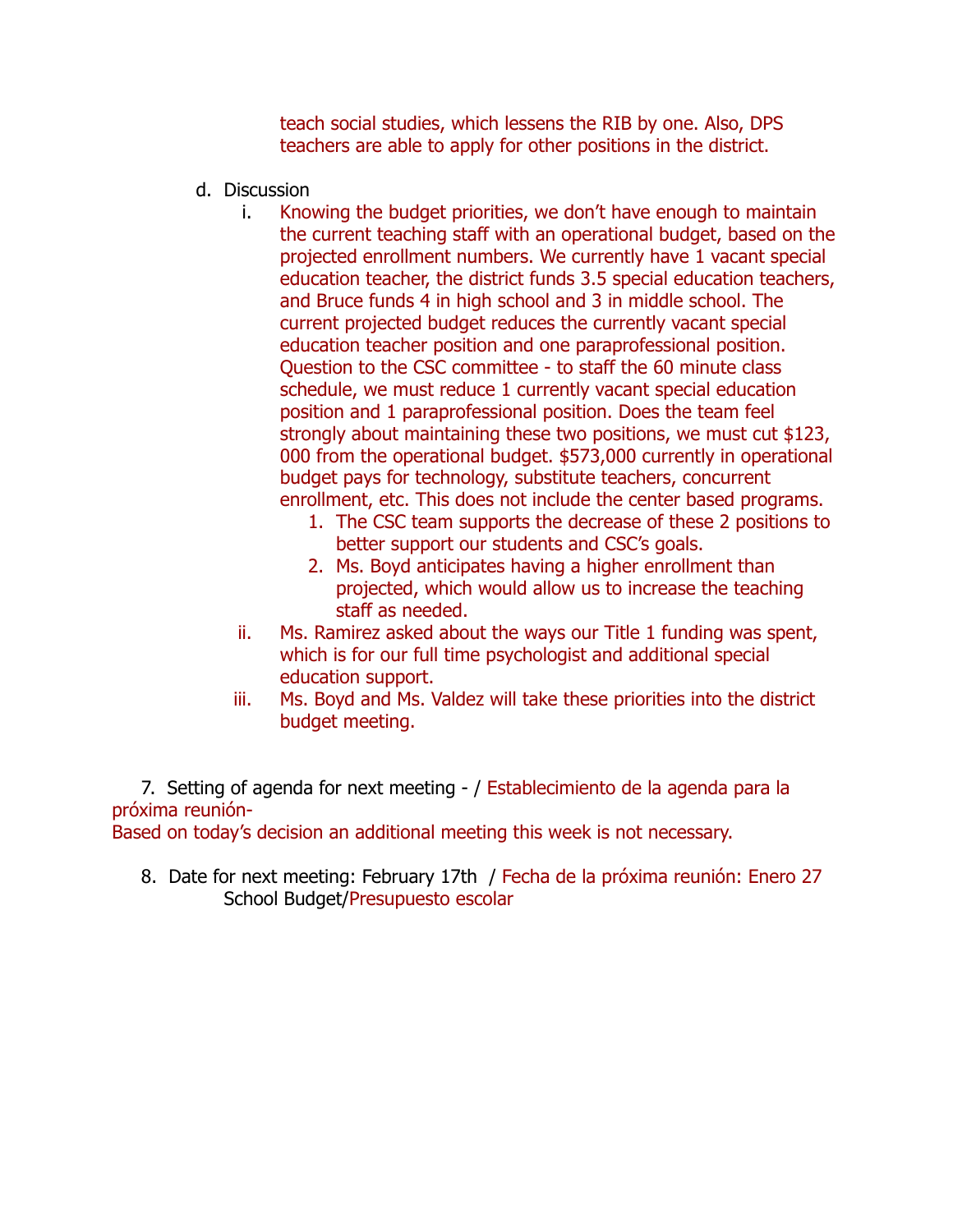teach social studies, which lessens the RIB by one. Also, DPS teachers are able to apply for other positions in the district.

d. Discussion
   i. Knowing the budget priorities, we don't have enough to maintain the current teaching staff with an operational budget, based on the projected enrollment numbers. We currently have 1 vacant special education teacher, the district funds 3.5 special education teachers, and Bruce funds 4 in high school and 3 in middle school. The current projected budget reduces the currently vacant special education teacher position and one paraprofessional position. Question to the CSC committee - to staff the 60 minute class schedule, we must reduce 1 currently vacant special education position and 1 paraprofessional position. Does the team feel strongly about maintaining these two positions, we must cut $123, 000 from the operational budget. $573,000 currently in operational budget pays for technology, substitute teachers, concurrent enrollment, etc. This does not include the center based programs.
      1. The CSC team supports the decrease of these 2 positions to better support our students and CSC's goals.
      2. Ms. Boyd anticipates having a higher enrollment than projected, which would allow us to increase the teaching staff as needed.
   ii. Ms. Ramirez asked about the ways our Title 1 funding was spent, which is for our full time psychologist and additional special education support.
   iii. Ms. Boyd and Ms. Valdez will take these priorities into the district budget meeting.

7. Setting of agenda for next meeting - / Establecimiento de la agenda para la próxima reunión-
Based on today's decision an additional meeting this week is not necessary.

8. Date for next meeting: February 17th / Fecha de la próxima reunión: Enero 27
   School Budget/Presupuesto escolar